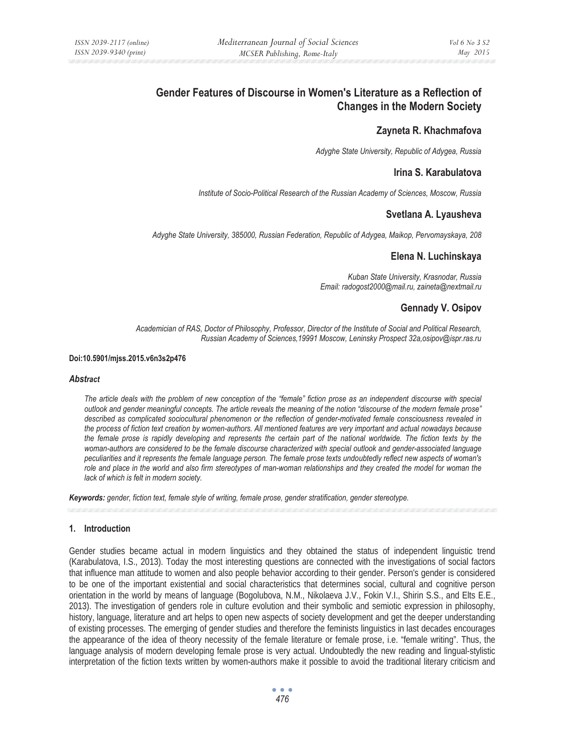# Gender Features of Discourse in Women's Literature as a Reflection of Changes in the Modern Society

## Zayneta R. Khachmafova

*Adyghe State University, Republic of Adygea, Russia*

## Irina S. Karabulatova

*Institute of Socio-Political Research of the Russian Academy of Sciences, Moscow, Russia*

## Svetlana A. Lyausheva

*Adyghe State University, 385000, Russian Federation, Republic of Adygea, Maikop, Pervomayskaya, 208*

## Elena N. Luchinskaya

*Kuban State University, Krasnodar, Russia*
*Email: radogost2000@mail.ru, zaineta@nextmail.ru*

## Gennady V. Osipov

*Academician of RAS, Doctor of Philosophy, Professor, Director of the Institute of Social and Political Research, Russian Academy of Sciences,19991 Moscow, Leninsky Prospect 32a,osipov@ispr.ras.ru*

**Doi:10.5901/mjss.2015.v6n3s2p476**

***Abstract***

*The article deals with the problem of new conception of the "female" fiction prose as an independent discourse with special outlook and gender meaningful concepts. The article reveals the meaning of the notion "discourse of the modern female prose" described as complicated sociocultural phenomenon or the reflection of gender-motivated female consciousness revealed in the process of fiction text creation by women-authors. All mentioned features are very important and actual nowadays because the female prose is rapidly developing and represents the certain part of the national worldwide. The fiction texts by the woman-authors are considered to be the female discourse characterized with special outlook and gender-associated language peculiarities and it represents the female language person. The female prose texts undoubtedly reflect new aspects of woman's role and place in the world and also firm stereotypes of man-woman relationships and they created the model for woman the lack of which is felt in modern society.*

***Keywords:*** *gender, fiction text, female style of writing, female prose, gender stratification, gender stereotype.*

### 1. Introduction

Gender studies became actual in modern linguistics and they obtained the status of independent linguistic trend (Karabulatova, I.S., 2013). Today the most interesting questions are connected with the investigations of social factors that influence man attitude to women and also people behavior according to their gender. Person's gender is considered to be one of the important existential and social characteristics that determines social, cultural and cognitive person orientation in the world by means of language (Bogolubova, N.M., Nikolaeva J.V., Fokin V.I., Shirin S.S., and Elts E.E., 2013). The investigation of genders role in culture evolution and their symbolic and semiotic expression in philosophy, history, language, literature and art helps to open new aspects of society development and get the deeper understanding of existing processes. The emerging of gender studies and therefore the feminists linguistics in last decades encourages the appearance of the idea of theory necessity of the female literature or female prose, i.e. "female writing". Thus, the language analysis of modern developing female prose is very actual. Undoubtedly the new reading and lingual-stylistic interpretation of the fiction texts written by women-authors make it possible to avoid the traditional literary criticism and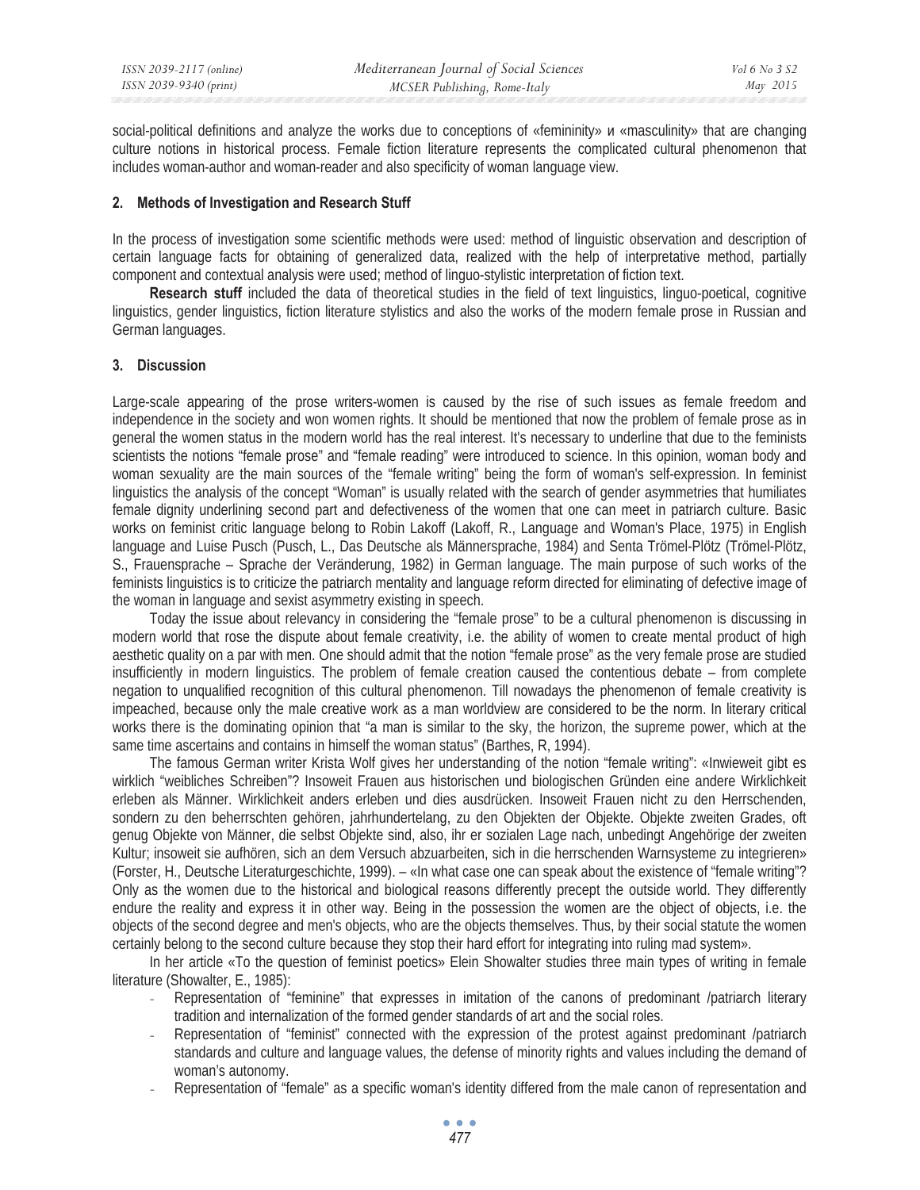social-political definitions and analyze the works due to conceptions of «femininity» и «masculinity» that are changing culture notions in historical process. Female fiction literature represents the complicated cultural phenomenon that includes woman-author and woman-reader and also specificity of woman language view.

## 2. Methods of Investigation and Research Stuff

In the process of investigation some scientific methods were used: method of linguistic observation and description of certain language facts for obtaining of generalized data, realized with the help of interpretative method, partially component and contextual analysis were used; method of linguo-stylistic interpretation of fiction text.

**Research stuff** included the data of theoretical studies in the field of text linguistics, linguo-poetical, cognitive linguistics, gender linguistics, fiction literature stylistics and also the works of the modern female prose in Russian and German languages.

## 3. Discussion

Large-scale appearing of the prose writers-women is caused by the rise of such issues as female freedom and independence in the society and won women rights. It should be mentioned that now the problem of female prose as in general the women status in the modern world has the real interest. It's necessary to underline that due to the feminists scientists the notions "female prose" and "female reading" were introduced to science. In this opinion, woman body and woman sexuality are the main sources of the "female writing" being the form of woman's self-expression. In feminist linguistics the analysis of the concept "Woman" is usually related with the search of gender asymmetries that humiliates female dignity underlining second part and defectiveness of the women that one can meet in patriarch culture. Basic works on feminist critic language belong to Robin Lakoff (Lakoff, R., Language and Woman's Place, 1975) in English language and Luise Pusch (Pusch, L., Das Deutsche als Männersprache, 1984) and Senta Trömel-Plötz (Trömel-Plötz, S., Frauensprache – Sprache der Veränderung, 1982) in German language. The main purpose of such works of the feminists linguistics is to criticize the patriarch mentality and language reform directed for eliminating of defective image of the woman in language and sexist asymmetry existing in speech.

Today the issue about relevancy in considering the "female prose" to be a cultural phenomenon is discussing in modern world that rose the dispute about female creativity, i.e. the ability of women to create mental product of high aesthetic quality on a par with men. One should admit that the notion "female prose" as the very female prose are studied insufficiently in modern linguistics. The problem of female creation caused the contentious debate – from complete negation to unqualified recognition of this cultural phenomenon. Till nowadays the phenomenon of female creativity is impeached, because only the male creative work as a man worldview are considered to be the norm. In literary critical works there is the dominating opinion that "a man is similar to the sky, the horizon, the supreme power, which at the same time ascertains and contains in himself the woman status" (Barthes, R, 1994).

The famous German writer Krista Wolf gives her understanding of the notion "female writing": «Inwieweit gibt es wirklich "weibliches Schreiben"? Insoweit Frauen aus historischen und biologischen Gründen eine andere Wirklichkeit erleben als Männer. Wirklichkeit anders erleben und dies ausdrücken. Insoweit Frauen nicht zu den Herrschenden, sondern zu den beherrschten gehören, jahrhundertelang, zu den Objekten der Objekte. Objekte zweiten Grades, oft genug Objekte von Männer, die selbst Objekte sind, also, ihr er sozialen Lage nach, unbedingt Angehörige der zweiten Kultur; insoweit sie aufhören, sich an dem Versuch abzuarbeiten, sich in die herrschenden Warnsysteme zu integrieren» (Forster, H., Deutsche Literaturgeschichte, 1999). – «In what case one can speak about the existence of "female writing"? Only as the women due to the historical and biological reasons differently precept the outside world. They differently endure the reality and express it in other way. Being in the possession the women are the object of objects, i.e. the objects of the second degree and men's objects, who are the objects themselves. Thus, by their social statute the women certainly belong to the second culture because they stop their hard effort for integrating into ruling mad system».

In her article «To the question of feminist poetics» Elein Showalter studies three main types of writing in female literature (Showalter, E., 1985):

- Representation of "feminine" that expresses in imitation of the canons of predominant /patriarch literary tradition and internalization of the formed gender standards of art and the social roles.
- Representation of "feminist" connected with the expression of the protest against predominant /patriarch standards and culture and language values, the defense of minority rights and values including the demand of woman's autonomy.
- Representation of "female" as a specific woman's identity differed from the male canon of representation and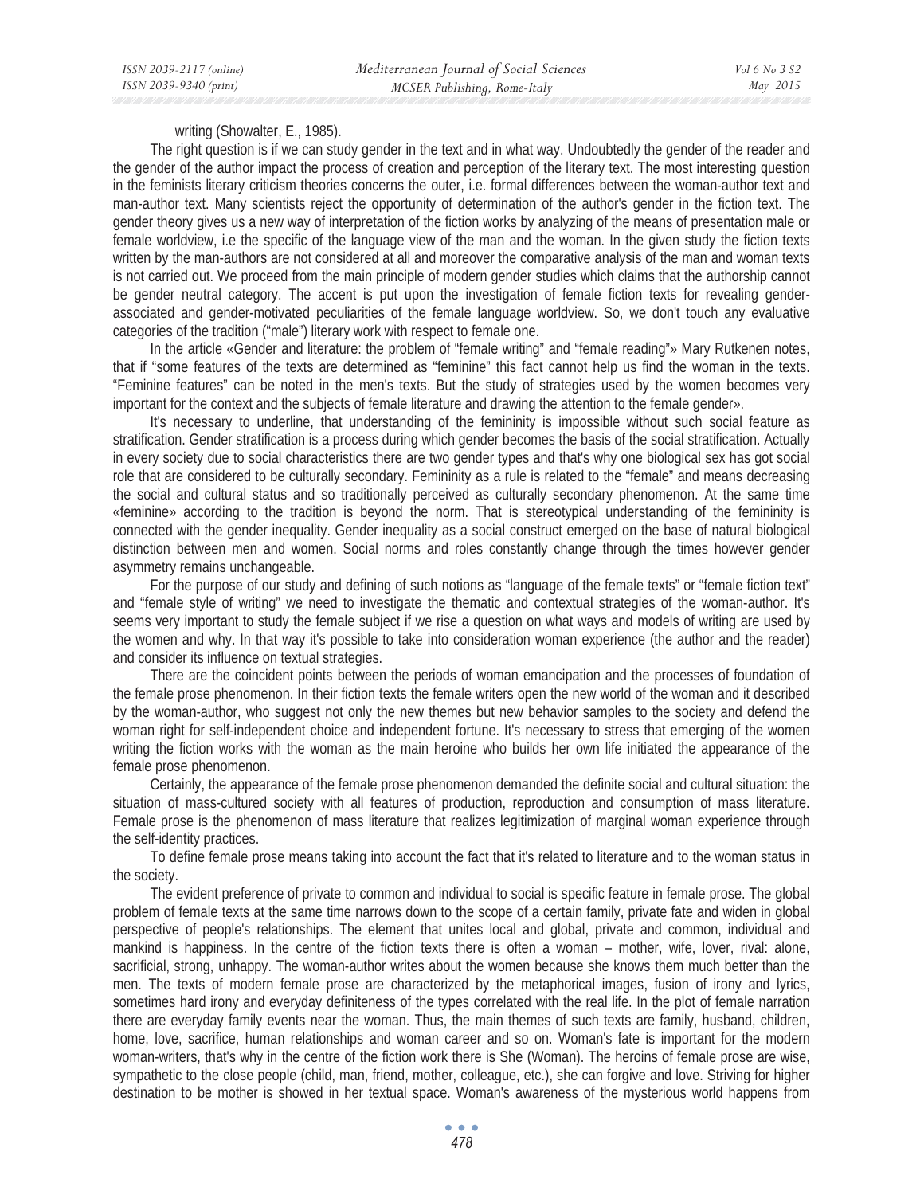writing (Showalter, E., 1985).

The right question is if we can study gender in the text and in what way. Undoubtedly the gender of the reader and the gender of the author impact the process of creation and perception of the literary text. The most interesting question in the feminists literary criticism theories concerns the outer, i.e. formal differences between the woman-author text and man-author text. Many scientists reject the opportunity of determination of the author's gender in the fiction text. The gender theory gives us a new way of interpretation of the fiction works by analyzing of the means of presentation male or female worldview, i.e the specific of the language view of the man and the woman. In the given study the fiction texts written by the man-authors are not considered at all and moreover the comparative analysis of the man and woman texts is not carried out. We proceed from the main principle of modern gender studies which claims that the authorship cannot be gender neutral category. The accent is put upon the investigation of female fiction texts for revealing gender-associated and gender-motivated peculiarities of the female language worldview. So, we don't touch any evaluative categories of the tradition ("male") literary work with respect to female one.

In the article «Gender and literature: the problem of "female writing" and "female reading"» Mary Rutkenen notes, that if "some features of the texts are determined as "feminine" this fact cannot help us find the woman in the texts. "Feminine features" can be noted in the men's texts. But the study of strategies used by the women becomes very important for the context and the subjects of female literature and drawing the attention to the female gender».

It's necessary to underline, that understanding of the femininity is impossible without such social feature as stratification. Gender stratification is a process during which gender becomes the basis of the social stratification. Actually in every society due to social characteristics there are two gender types and that's why one biological sex has got social role that are considered to be culturally secondary. Femininity as a rule is related to the "female" and means decreasing the social and cultural status and so traditionally perceived as culturally secondary phenomenon. At the same time «feminine» according to the tradition is beyond the norm. That is stereotypical understanding of the femininity is connected with the gender inequality. Gender inequality as a social construct emerged on the base of natural biological distinction between men and women. Social norms and roles constantly change through the times however gender asymmetry remains unchangeable.

For the purpose of our study and defining of such notions as "language of the female texts" or "female fiction text" and "female style of writing" we need to investigate the thematic and contextual strategies of the woman-author. It's seems very important to study the female subject if we rise a question on what ways and models of writing are used by the women and why. In that way it's possible to take into consideration woman experience (the author and the reader) and consider its influence on textual strategies.

There are the coincident points between the periods of woman emancipation and the processes of foundation of the female prose phenomenon. In their fiction texts the female writers open the new world of the woman and it described by the woman-author, who suggest not only the new themes but new behavior samples to the society and defend the woman right for self-independent choice and independent fortune. It's necessary to stress that emerging of the women writing the fiction works with the woman as the main heroine who builds her own life initiated the appearance of the female prose phenomenon.

Certainly, the appearance of the female prose phenomenon demanded the definite social and cultural situation: the situation of mass-cultured society with all features of production, reproduction and consumption of mass literature. Female prose is the phenomenon of mass literature that realizes legitimization of marginal woman experience through the self-identity practices.

To define female prose means taking into account the fact that it's related to literature and to the woman status in the society.

The evident preference of private to common and individual to social is specific feature in female prose. The global problem of female texts at the same time narrows down to the scope of a certain family, private fate and widen in global perspective of people's relationships. The element that unites local and global, private and common, individual and mankind is happiness. In the centre of the fiction texts there is often a woman – mother, wife, lover, rival: alone, sacrificial, strong, unhappy. The woman-author writes about the women because she knows them much better than the men. The texts of modern female prose are characterized by the metaphorical images, fusion of irony and lyrics, sometimes hard irony and everyday definiteness of the types correlated with the real life. In the plot of female narration there are everyday family events near the woman. Thus, the main themes of such texts are family, husband, children, home, love, sacrifice, human relationships and woman career and so on. Woman's fate is important for the modern woman-writers, that's why in the centre of the fiction work there is She (Woman). The heroins of female prose are wise, sympathetic to the close people (child, man, friend, mother, colleague, etc.), she can forgive and love. Striving for higher destination to be mother is showed in her textual space. Woman's awareness of the mysterious world happens from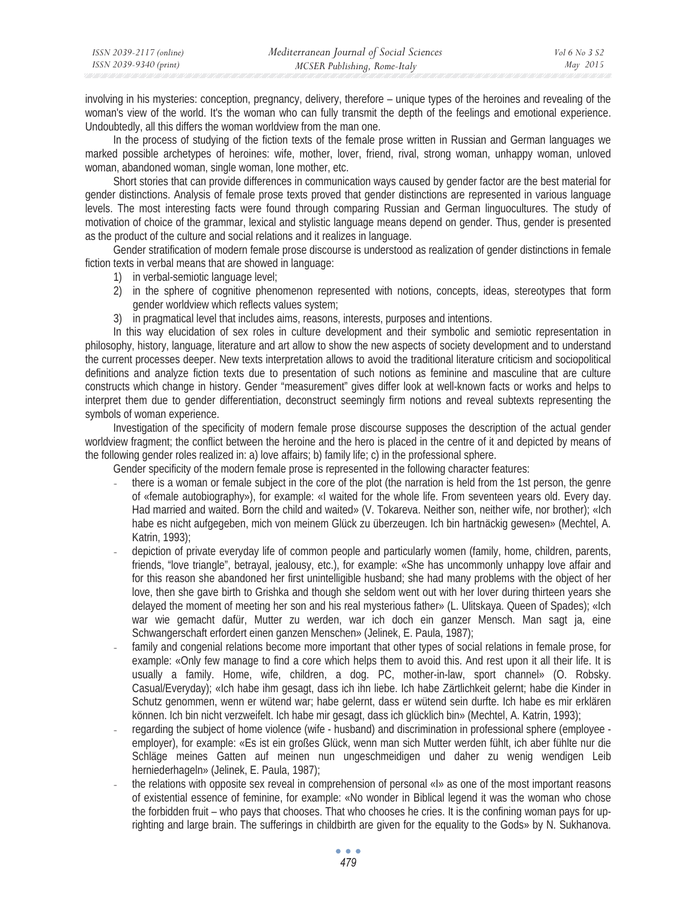involving in his mysteries: conception, pregnancy, delivery, therefore – unique types of the heroines and revealing of the woman's view of the world. It's the woman who can fully transmit the depth of the feelings and emotional experience. Undoubtedly, all this differs the woman worldview from the man one.

In the process of studying of the fiction texts of the female prose written in Russian and German languages we marked possible archetypes of heroines: wife, mother, lover, friend, rival, strong woman, unhappy woman, unloved woman, abandoned woman, single woman, lone mother, etc.

Short stories that can provide differences in communication ways caused by gender factor are the best material for gender distinctions. Analysis of female prose texts proved that gender distinctions are represented in various language levels. The most interesting facts were found through comparing Russian and German linguocultures. The study of motivation of choice of the grammar, lexical and stylistic language means depend on gender. Thus, gender is presented as the product of the culture and social relations and it realizes in language.

Gender stratification of modern female prose discourse is understood as realization of gender distinctions in female fiction texts in verbal means that are showed in language:

1) in verbal-semiotic language level;
2) in the sphere of cognitive phenomenon represented with notions, concepts, ideas, stereotypes that form gender worldview which reflects values system;
3) in pragmatical level that includes aims, reasons, interests, purposes and intentions.

In this way elucidation of sex roles in culture development and their symbolic and semiotic representation in philosophy, history, language, literature and art allow to show the new aspects of society development and to understand the current processes deeper. New texts interpretation allows to avoid the traditional literature criticism and sociopolitical definitions and analyze fiction texts due to presentation of such notions as feminine and masculine that are culture constructs which change in history. Gender "measurement" gives differ look at well-known facts or works and helps to interpret them due to gender differentiation, deconstruct seemingly firm notions and reveal subtexts representing the symbols of woman experience.

Investigation of the specificity of modern female prose discourse supposes the description of the actual gender worldview fragment; the conflict between the heroine and the hero is placed in the centre of it and depicted by means of the following gender roles realized in: a) love affairs; b) family life; c) in the professional sphere.

Gender specificity of the modern female prose is represented in the following character features:

- there is a woman or female subject in the core of the plot (the narration is held from the 1st person, the genre of «female autobiography»), for example: «I waited for the whole life. From seventeen years old. Every day. Had married and waited. Born the child and waited» (V. Tokareva. Neither son, neither wife, nor brother); «Ich habe es nicht aufgegeben, mich von meinem Glück zu überzeugen. Ich bin hartnäckig gewesen» (Mechtel, A. Katrin, 1993);
- depiction of private everyday life of common people and particularly women (family, home, children, parents, friends, "love triangle", betrayal, jealousy, etc.), for example: «She has uncommonly unhappy love affair and for this reason she abandoned her first unintelligible husband; she had many problems with the object of her love, then she gave birth to Grishka and though she seldom went out with her lover during thirteen years she delayed the moment of meeting her son and his real mysterious father» (L. Ulitskaya. Queen of Spades); «Ich war wie gemacht dafür, Mutter zu werden, war ich doch ein ganzer Mensch. Man sagt ja, eine Schwangerschaft erfordert einen ganzen Menschen» (Jelinek, E. Paula, 1987);
- family and congenial relations become more important that other types of social relations in female prose, for example: «Only few manage to find a core which helps them to avoid this. And rest upon it all their life. It is usually a family. Home, wife, children, a dog. PC, mother-in-law, sport channel» (O. Robsky. Casual/Everyday); «Ich habe ihm gesagt, dass ich ihn liebe. Ich habe Zärtlichkeit gelernt; habe die Kinder in Schutz genommen, wenn er wütend war; habe gelernt, dass er wütend sein durfte. Ich habe es mir erklären können. Ich bin nicht verzweifelt. Ich habe mir gesagt, dass ich glücklich bin» (Mechtel, A. Katrin, 1993);
- regarding the subject of home violence (wife - husband) and discrimination in professional sphere (employee - employer), for example: «Es ist ein großes Glück, wenn man sich Mutter werden fühlt, ich aber fühlte nur die Schläge meines Gatten auf meinen nun ungeschmeidigen und daher zu wenig wendigen Leib herniederhageln» (Jelinek, E. Paula, 1987);
- the relations with opposite sex reveal in comprehension of personal «I» as one of the most important reasons of existential essence of feminine, for example: «No wonder in Biblical legend it was the woman who chose the forbidden fruit – who pays that chooses. That who chooses he cries. It is the confining woman pays for up-righting and large brain. The sufferings in childbirth are given for the equality to the Gods» by N. Sukhanova.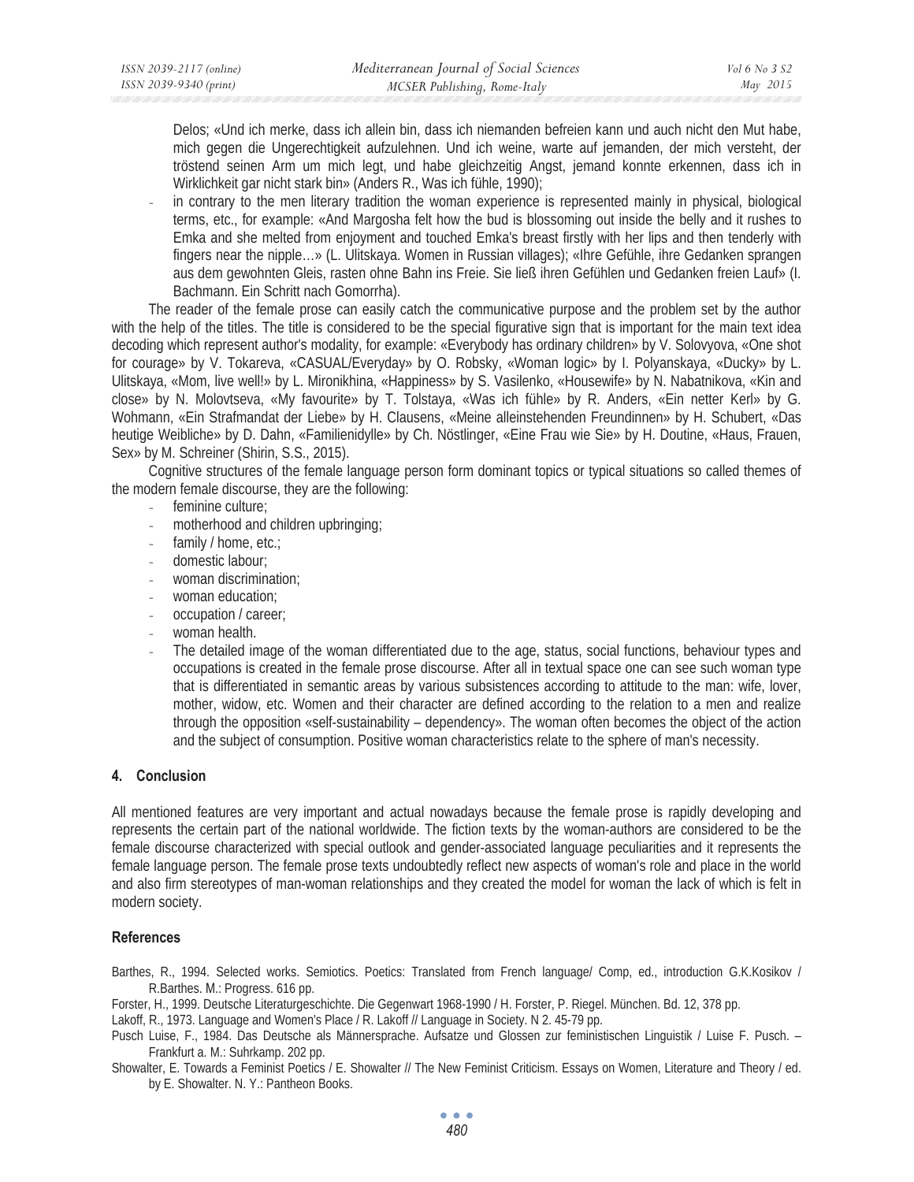Delos; «Und ich merke, dass ich allein bin, dass ich niemanden befreien kann und auch nicht den Mut habe, mich gegen die Ungerechtigkeit aufzulehnen. Und ich weine, warte auf jemanden, der mich versteht, der tröstend seinen Arm um mich legt, und habe gleichzeitig Angst, jemand konnte erkennen, dass ich in Wirklichkeit gar nicht stark bin» (Anders R., Was ich fühle, 1990);

- in contrary to the men literary tradition the woman experience is represented mainly in physical, biological terms, etc., for example: «And Margosha felt how the bud is blossoming out inside the belly and it rushes to Emka and she melted from enjoyment and touched Emka's breast firstly with her lips and then tenderly with fingers near the nipple…» (L. Ulitskaya. Women in Russian villages); «Ihre Gefühle, ihre Gedanken sprangen aus dem gewohnten Gleis, rasten ohne Bahn ins Freie. Sie ließ ihren Gefühlen und Gedanken freien Lauf» (I. Bachmann. Ein Schritt nach Gomorrha).

The reader of the female prose can easily catch the communicative purpose and the problem set by the author with the help of the titles. The title is considered to be the special figurative sign that is important for the main text idea decoding which represent author's modality, for example: «Everybody has ordinary children» by V. Solovyova, «One shot for courage» by V. Tokareva, «CASUAL/Everyday» by O. Robsky, «Woman logic» by I. Polyanskaya, «Ducky» by L. Ulitskaya, «Mom, live well!» by L. Mironikhina, «Happiness» by S. Vasilenko, «Housewife» by N. Nabatnikova, «Kin and close» by N. Molovtseva, «My favourite» by T. Tolstaya, «Was ich fühle» by R. Anders, «Ein netter Kerl» by G. Wohmann, «Ein Strafmandat der Liebe» by H. Clausens, «Meine alleinstehenden Freundinnen» by H. Schubert, «Das heutige Weibliche» by D. Dahn, «Familienidylle» by Ch. Nöstlinger, «Eine Frau wie Sie» by H. Doutine, «Haus, Frauen, Sex» by M. Schreiner (Shirin, S.S., 2015).

Cognitive structures of the female language person form dominant topics or typical situations so called themes of the modern female discourse, they are the following:

- feminine culture;
- motherhood and children upbringing;
- family / home, etc.;
- domestic labour;
- woman discrimination;
- woman education;
- occupation / career;
- woman health.
- The detailed image of the woman differentiated due to the age, status, social functions, behaviour types and occupations is created in the female prose discourse. After all in textual space one can see such woman type that is differentiated in semantic areas by various subsistences according to attitude to the man: wife, lover, mother, widow, etc. Women and their character are defined according to the relation to a men and realize through the opposition «self-sustainability – dependency». The woman often becomes the object of the action and the subject of consumption. Positive woman characteristics relate to the sphere of man's necessity.

## 4. Conclusion

All mentioned features are very important and actual nowadays because the female prose is rapidly developing and represents the certain part of the national worldwide. The fiction texts by the woman-authors are considered to be the female discourse characterized with special outlook and gender-associated language peculiarities and it represents the female language person. The female prose texts undoubtedly reflect new aspects of woman's role and place in the world and also firm stereotypes of man-woman relationships and they created the model for woman the lack of which is felt in modern society.

## References

Barthes, R., 1994. Selected works. Semiotics. Poetics: Translated from French language/ Comp, ed., introduction G.K.Kosikov / R.Barthes. M.: Progress. 616 pp.

Forster, H., 1999. Deutsche Literaturgeschichte. Die Gegenwart 1968-1990 / H. Forster, P. Riegel. München. Bd. 12, 378 pp.

Lakoff, R., 1973. Language and Women's Place / R. Lakoff // Language in Society. N 2. 45-79 pp.

Pusch Luise, F., 1984. Das Deutsche als Männersprache. Aufsatze und Glossen zur feministischen Linguistik / Luise F. Pusch. – Frankfurt a. M.: Suhrkamp. 202 pp.

Showalter, E. Towards a Feminist Poetics / E. Showalter // The New Feminist Criticism. Essays on Women, Literature and Theory / ed. by E. Showalter. N. Y.: Pantheon Books.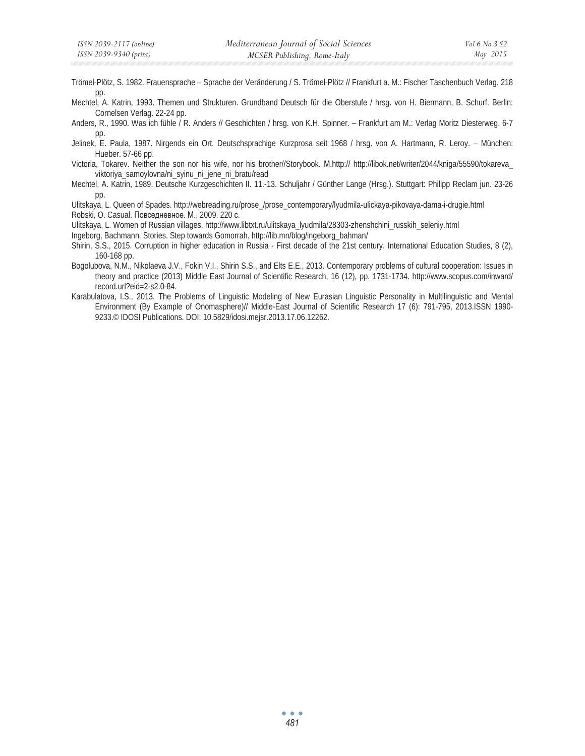Trömel-Plötz, S. 1982. Frauensprache – Sprache der Veränderung / S. Trömel-Plötz // Frankfurt a. M.: Fischer Taschenbuch Verlag. 218 pp.

Mechtel, A. Katrin, 1993. Themen und Strukturen. Grundband Deutsch für die Oberstufe / hrsg. von H. Biermann, B. Schurf. Berlin: Cornelsen Verlag. 22-24 pp.

Anders, R., 1990. Was ich fühle / R. Anders // Geschichten / hrsg. von K.H. Spinner. – Frankfurt am M.: Verlag Moritz Diesterweg. 6-7 pp.

Jelinek, E. Paula, 1987. Nirgends ein Ort. Deutschsprachige Kurzprosa seit 1968 / hrsg. von A. Hartmann, R. Leroy. – München: Hueber. 57-66 pp.

Victoria, Tokarev. Neither the son nor his wife, nor his brother//Storybook. M.http:// http://libok.net/writer/2044/kniga/55590/tokareva_viktoriya_samoylovna/ni_syinu_ni_jene_ni_bratu/read

Mechtel, A. Katrin, 1989. Deutsche Kurzgeschichten II. 11.-13. Schuljahr / Günther Lange (Hrsg.). Stuttgart: Philipp Reclam jun. 23-26 pp.

Ulitskaya, L. Queen of Spades. http://webreading.ru/prose_/prose_contemporary/lyudmila-ulickaya-pikovaya-dama-i-drugie.html

Robski, O. Casual. Повседневное. M., 2009. 220 с.

Ulitskaya, L. Women of Russian villages. http://www.libtxt.ru/ulitskaya_lyudmila/28303-zhenshchini_russkih_seleniy.html

Ingeborg, Bachmann. Stories. Step towards Gomorrah. http://lib.mn/blog/ingeborg_bahman/

Shirin, S.S., 2015. Corruption in higher education in Russia - First decade of the 21st century. International Education Studies, 8 (2), 160-168 pp.

Bogolubova, N.M., Nikolaeva J.V., Fokin V.I., Shirin S.S., and Elts E.E., 2013. Contemporary problems of cultural cooperation: Issues in theory and practice (2013) Middle East Journal of Scientific Research, 16 (12), pp. 1731-1734. http://www.scopus.com/inward/record.url?eid=2-s2.0-84.

Karabulatova, I.S., 2013. The Problems of Linguistic Modeling of New Eurasian Linguistic Personality in Multilinguistic and Mental Environment (By Example of Onomasphere)// Middle-East Journal of Scientific Research 17 (6): 791-795, 2013.ISSN 1990-9233.© IDOSI Publications. DOI: 10.5829/idosi.mejsr.2013.17.06.12262.